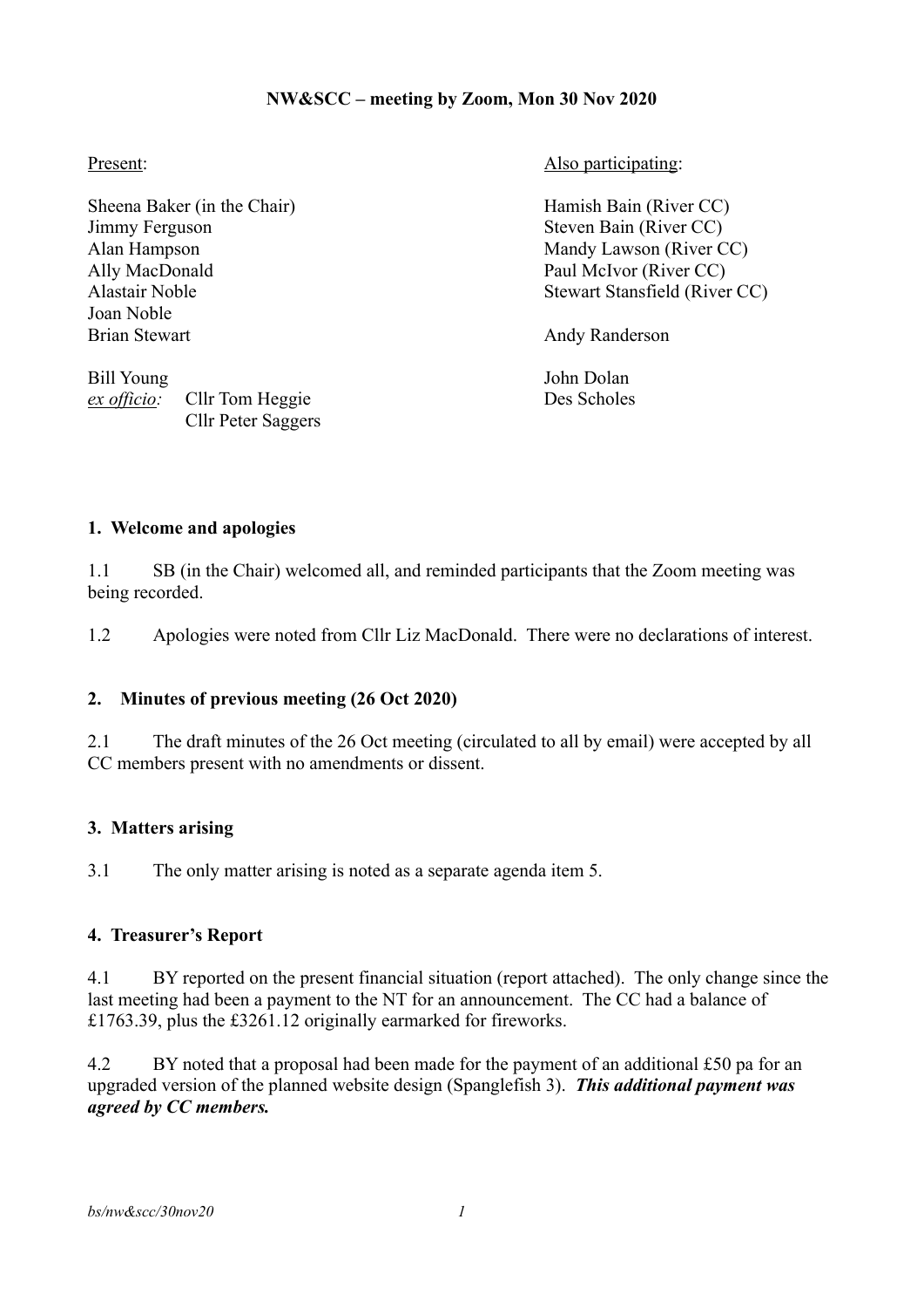**NW&SCC – meeting by Zoom, Mon 30 Nov 2020**

Present:

Sheena Baker (in the Chair)
Jimmy Ferguson
Alan Hampson
Ally MacDonald
Alastair Noble
Joan Noble
Brian Stewart

Bill Young
*ex officio:* Cllr Tom Heggie
Cllr Peter Saggers

Also participating:

Hamish Bain (River CC)
Steven Bain (River CC)
Mandy Lawson (River CC)
Paul McIvor (River CC)
Stewart Stansfield (River CC)

Andy Randerson

John Dolan
Des Scholes

## 1. Welcome and apologies

1.1 SB (in the Chair) welcomed all, and reminded participants that the Zoom meeting was being recorded.

1.2 Apologies were noted from Cllr Liz MacDonald. There were no declarations of interest.

## 2. Minutes of previous meeting (26 Oct 2020)

2.1 The draft minutes of the 26 Oct meeting (circulated to all by email) were accepted by all CC members present with no amendments or dissent.

## 3. Matters arising

3.1 The only matter arising is noted as a separate agenda item 5.

## 4. Treasurer's Report

4.1 BY reported on the present financial situation (report attached). The only change since the last meeting had been a payment to the NT for an announcement. The CC had a balance of £1763.39, plus the £3261.12 originally earmarked for fireworks.

4.2 BY noted that a proposal had been made for the payment of an additional £50 pa for an upgraded version of the planned website design (Spanglefish 3). ***This additional payment was agreed by CC members.***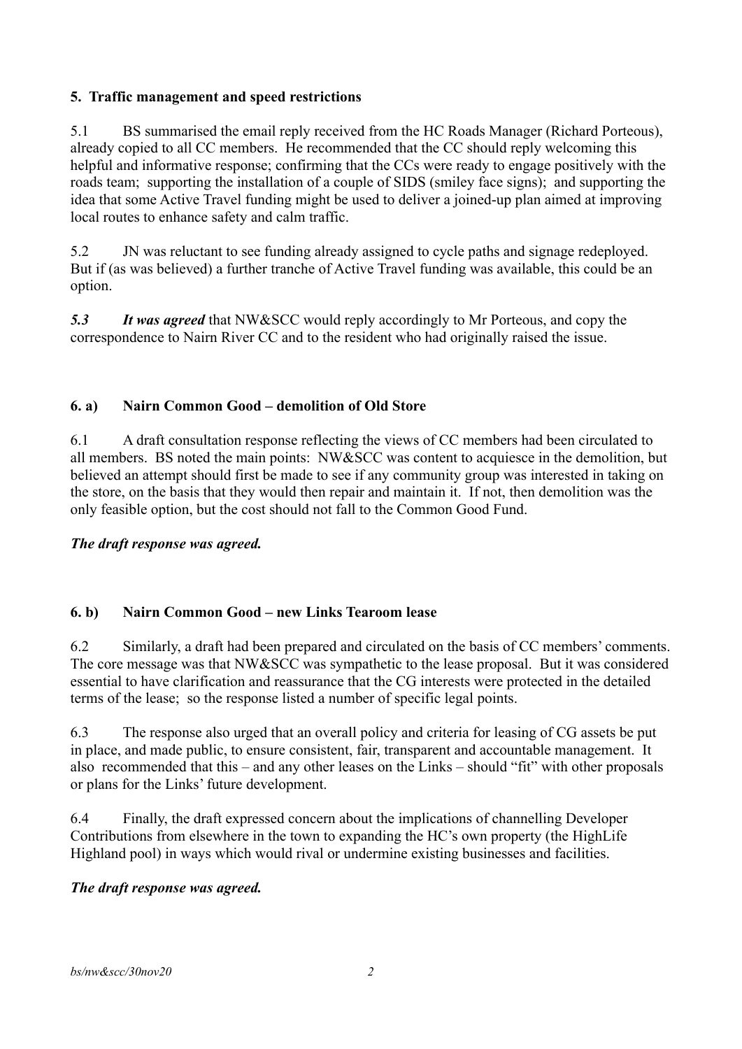### 5. Traffic management and speed restrictions

5.1 BS summarised the email reply received from the HC Roads Manager (Richard Porteous), already copied to all CC members. He recommended that the CC should reply welcoming this helpful and informative response; confirming that the CCs were ready to engage positively with the roads team; supporting the installation of a couple of SIDS (smiley face signs); and supporting the idea that some Active Travel funding might be used to deliver a joined-up plan aimed at improving local routes to enhance safety and calm traffic.

5.2 JN was reluctant to see funding already assigned to cycle paths and signage redeployed. But if (as was believed) a further tranche of Active Travel funding was available, this could be an option.

***5.3*** ***It was agreed*** that NW&SCC would reply accordingly to Mr Porteous, and copy the correspondence to Nairn River CC and to the resident who had originally raised the issue.

### 6. a) Nairn Common Good – demolition of Old Store

6.1 A draft consultation response reflecting the views of CC members had been circulated to all members. BS noted the main points: NW&SCC was content to acquiesce in the demolition, but believed an attempt should first be made to see if any community group was interested in taking on the store, on the basis that they would then repair and maintain it. If not, then demolition was the only feasible option, but the cost should not fall to the Common Good Fund.

***The draft response was agreed.***

### 6. b) Nairn Common Good – new Links Tearoom lease

6.2 Similarly, a draft had been prepared and circulated on the basis of CC members' comments. The core message was that NW&SCC was sympathetic to the lease proposal. But it was considered essential to have clarification and reassurance that the CG interests were protected in the detailed terms of the lease; so the response listed a number of specific legal points.

6.3 The response also urged that an overall policy and criteria for leasing of CG assets be put in place, and made public, to ensure consistent, fair, transparent and accountable management. It also recommended that this – and any other leases on the Links – should "fit" with other proposals or plans for the Links' future development.

6.4 Finally, the draft expressed concern about the implications of channelling Developer Contributions from elsewhere in the town to expanding the HC's own property (the HighLife Highland pool) in ways which would rival or undermine existing businesses and facilities.

***The draft response was agreed.***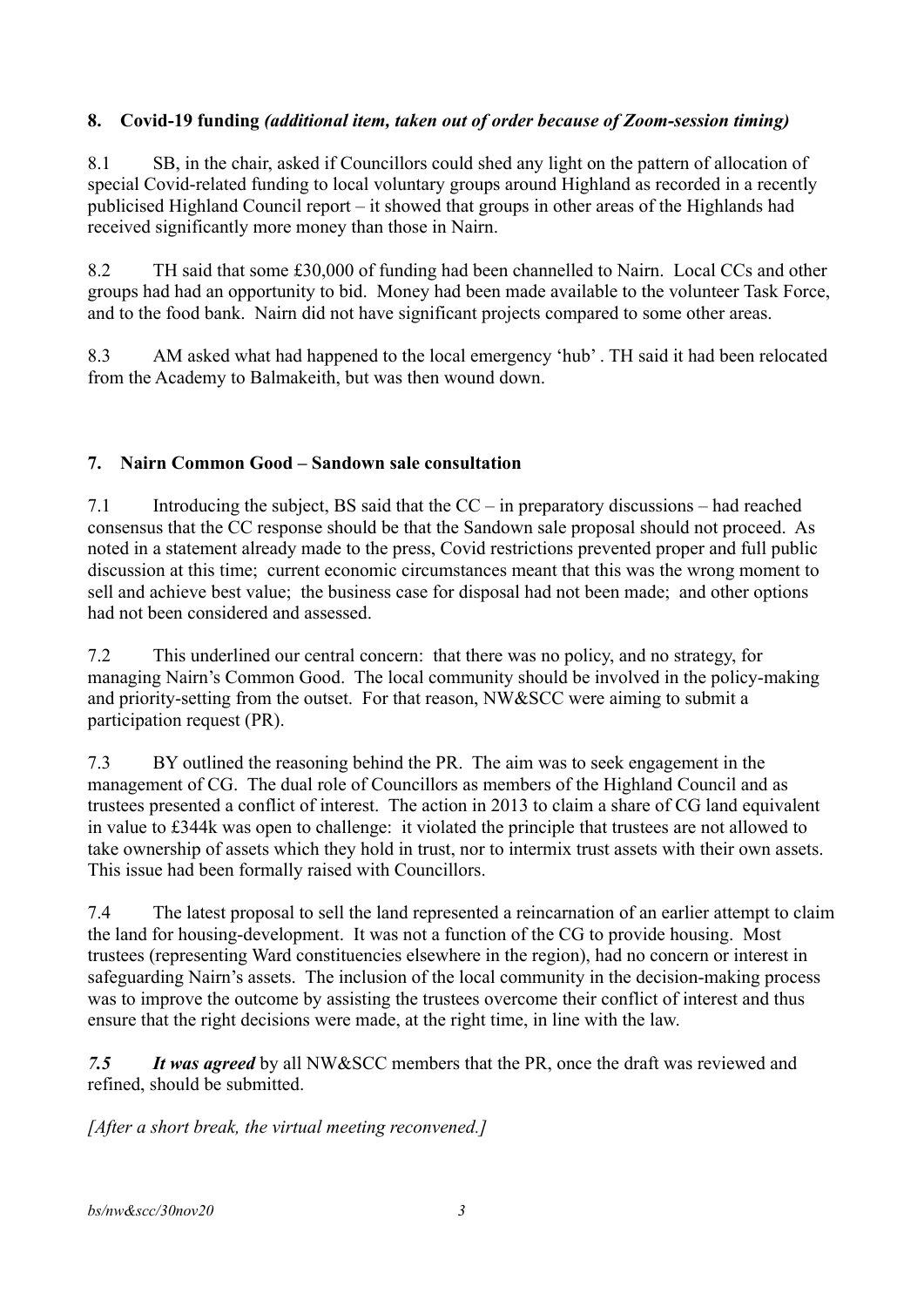## 8. Covid-19 funding *(additional item, taken out of order because of Zoom-session timing)*

8.1 SB, in the chair, asked if Councillors could shed any light on the pattern of allocation of special Covid-related funding to local voluntary groups around Highland as recorded in a recently publicised Highland Council report – it showed that groups in other areas of the Highlands had received significantly more money than those in Nairn.

8.2 TH said that some £30,000 of funding had been channelled to Nairn. Local CCs and other groups had had an opportunity to bid. Money had been made available to the volunteer Task Force, and to the food bank. Nairn did not have significant projects compared to some other areas.

8.3 AM asked what had happened to the local emergency 'hub' . TH said it had been relocated from the Academy to Balmakeith, but was then wound down.

## 7. Nairn Common Good – Sandown sale consultation

7.1 Introducing the subject, BS said that the CC – in preparatory discussions – had reached consensus that the CC response should be that the Sandown sale proposal should not proceed. As noted in a statement already made to the press, Covid restrictions prevented proper and full public discussion at this time; current economic circumstances meant that this was the wrong moment to sell and achieve best value; the business case for disposal had not been made; and other options had not been considered and assessed.

7.2 This underlined our central concern: that there was no policy, and no strategy, for managing Nairn's Common Good. The local community should be involved in the policy-making and priority-setting from the outset. For that reason, NW&SCC were aiming to submit a participation request (PR).

7.3 BY outlined the reasoning behind the PR. The aim was to seek engagement in the management of CG. The dual role of Councillors as members of the Highland Council and as trustees presented a conflict of interest. The action in 2013 to claim a share of CG land equivalent in value to £344k was open to challenge: it violated the principle that trustees are not allowed to take ownership of assets which they hold in trust, nor to intermix trust assets with their own assets. This issue had been formally raised with Councillors.

7.4 The latest proposal to sell the land represented a reincarnation of an earlier attempt to claim the land for housing-development. It was not a function of the CG to provide housing. Most trustees (representing Ward constituencies elsewhere in the region), had no concern or interest in safeguarding Nairn's assets. The inclusion of the local community in the decision-making process was to improve the outcome by assisting the trustees overcome their conflict of interest and thus ensure that the right decisions were made, at the right time, in line with the law.

***7.5*** ***It was agreed*** by all NW&SCC members that the PR, once the draft was reviewed and refined, should be submitted.

*[After a short break, the virtual meeting reconvened.]*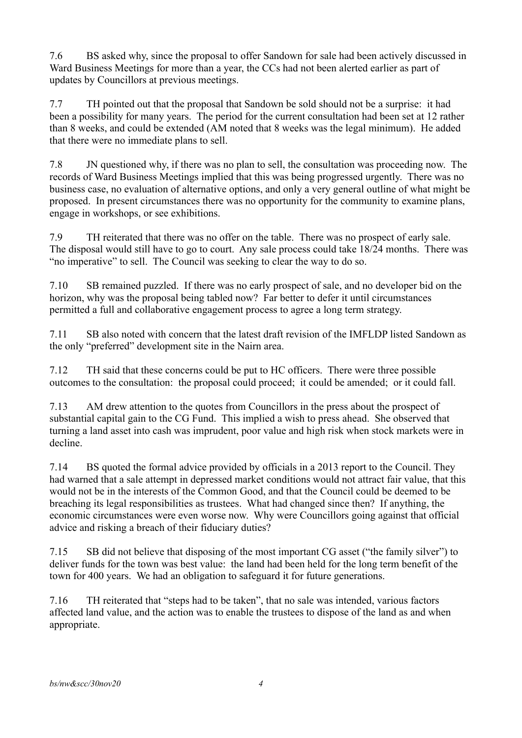7.6 BS asked why, since the proposal to offer Sandown for sale had been actively discussed in Ward Business Meetings for more than a year, the CCs had not been alerted earlier as part of updates by Councillors at previous meetings.

7.7 TH pointed out that the proposal that Sandown be sold should not be a surprise: it had been a possibility for many years. The period for the current consultation had been set at 12 rather than 8 weeks, and could be extended (AM noted that 8 weeks was the legal minimum). He added that there were no immediate plans to sell.

7.8 JN questioned why, if there was no plan to sell, the consultation was proceeding now. The records of Ward Business Meetings implied that this was being progressed urgently. There was no business case, no evaluation of alternative options, and only a very general outline of what might be proposed. In present circumstances there was no opportunity for the community to examine plans, engage in workshops, or see exhibitions.

7.9 TH reiterated that there was no offer on the table. There was no prospect of early sale. The disposal would still have to go to court. Any sale process could take 18/24 months. There was "no imperative" to sell. The Council was seeking to clear the way to do so.

7.10 SB remained puzzled. If there was no early prospect of sale, and no developer bid on the horizon, why was the proposal being tabled now? Far better to defer it until circumstances permitted a full and collaborative engagement process to agree a long term strategy.

7.11 SB also noted with concern that the latest draft revision of the IMFLDP listed Sandown as the only "preferred" development site in the Nairn area.

7.12 TH said that these concerns could be put to HC officers. There were three possible outcomes to the consultation: the proposal could proceed; it could be amended; or it could fall.

7.13 AM drew attention to the quotes from Councillors in the press about the prospect of substantial capital gain to the CG Fund. This implied a wish to press ahead. She observed that turning a land asset into cash was imprudent, poor value and high risk when stock markets were in decline.

7.14 BS quoted the formal advice provided by officials in a 2013 report to the Council. They had warned that a sale attempt in depressed market conditions would not attract fair value, that this would not be in the interests of the Common Good, and that the Council could be deemed to be breaching its legal responsibilities as trustees. What had changed since then? If anything, the economic circumstances were even worse now. Why were Councillors going against that official advice and risking a breach of their fiduciary duties?

7.15 SB did not believe that disposing of the most important CG asset ("the family silver") to deliver funds for the town was best value: the land had been held for the long term benefit of the town for 400 years. We had an obligation to safeguard it for future generations.

7.16 TH reiterated that "steps had to be taken", that no sale was intended, various factors affected land value, and the action was to enable the trustees to dispose of the land as and when appropriate.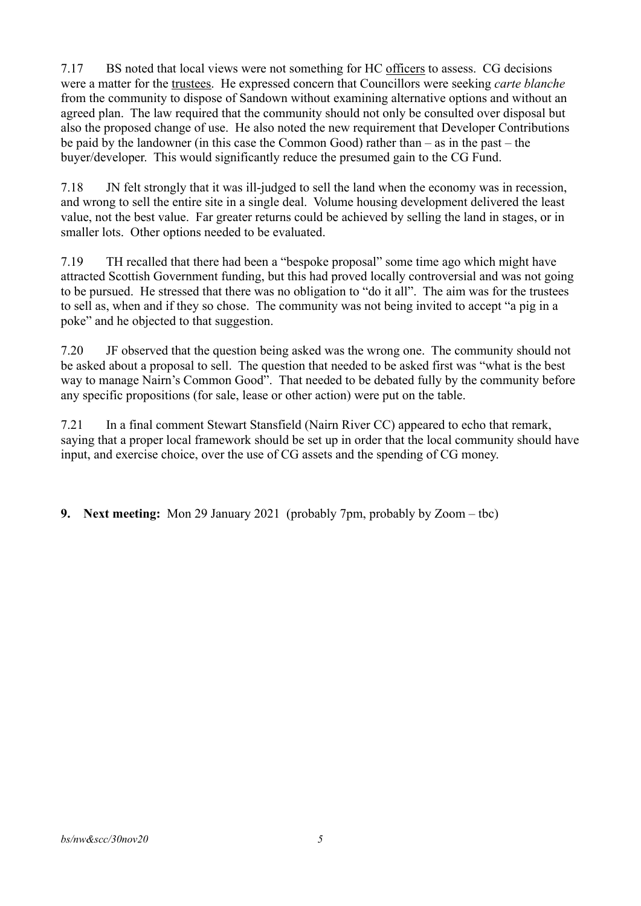7.17 BS noted that local views were not something for HC officers to assess. CG decisions were a matter for the trustees. He expressed concern that Councillors were seeking *carte blanche* from the community to dispose of Sandown without examining alternative options and without an agreed plan. The law required that the community should not only be consulted over disposal but also the proposed change of use. He also noted the new requirement that Developer Contributions be paid by the landowner (in this case the Common Good) rather than – as in the past – the buyer/developer. This would significantly reduce the presumed gain to the CG Fund.

7.18 JN felt strongly that it was ill-judged to sell the land when the economy was in recession, and wrong to sell the entire site in a single deal. Volume housing development delivered the least value, not the best value. Far greater returns could be achieved by selling the land in stages, or in smaller lots. Other options needed to be evaluated.

7.19 TH recalled that there had been a "bespoke proposal" some time ago which might have attracted Scottish Government funding, but this had proved locally controversial and was not going to be pursued. He stressed that there was no obligation to "do it all". The aim was for the trustees to sell as, when and if they so chose. The community was not being invited to accept "a pig in a poke" and he objected to that suggestion.

7.20 JF observed that the question being asked was the wrong one. The community should not be asked about a proposal to sell. The question that needed to be asked first was "what is the best way to manage Nairn's Common Good". That needed to be debated fully by the community before any specific propositions (for sale, lease or other action) were put on the table.

7.21 In a final comment Stewart Stansfield (Nairn River CC) appeared to echo that remark, saying that a proper local framework should be set up in order that the local community should have input, and exercise choice, over the use of CG assets and the spending of CG money.

**9. Next meeting:** Mon 29 January 2021 (probably 7pm, probably by Zoom – tbc)